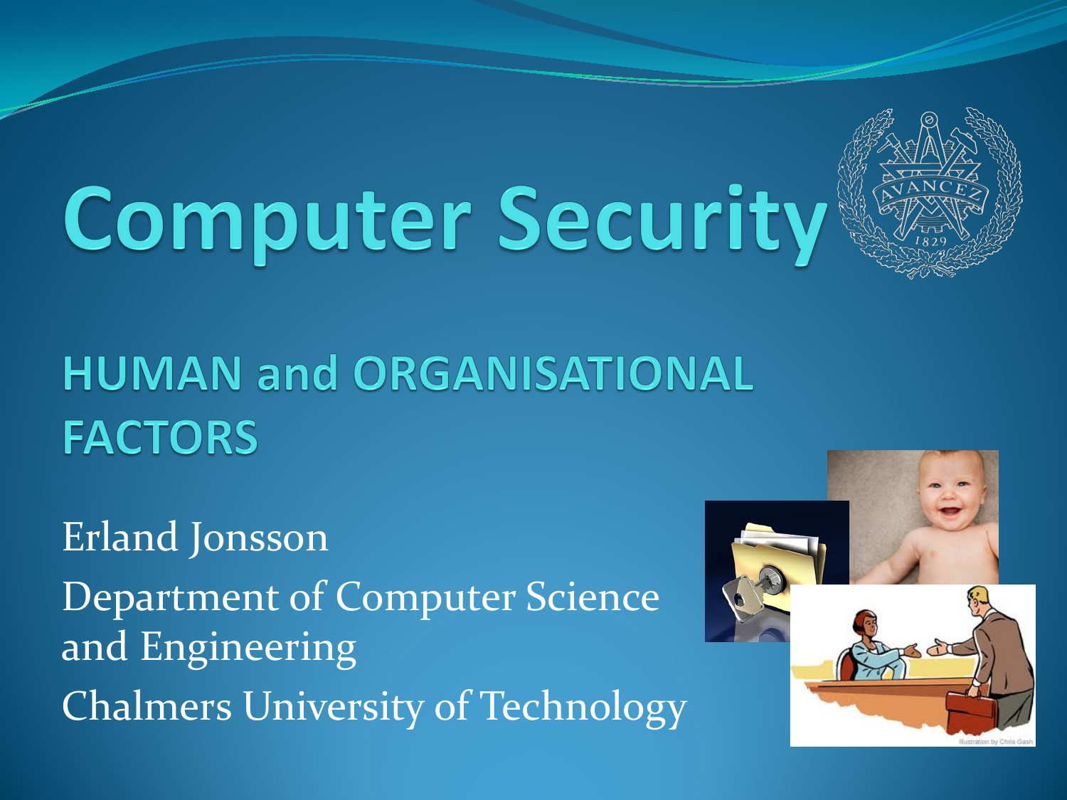# Computer Security

## HUMAN and ORGANISATIONAL FACTORS

Erland Jonsson

Department of Computer Science and Engineering

Chalmers University of Technology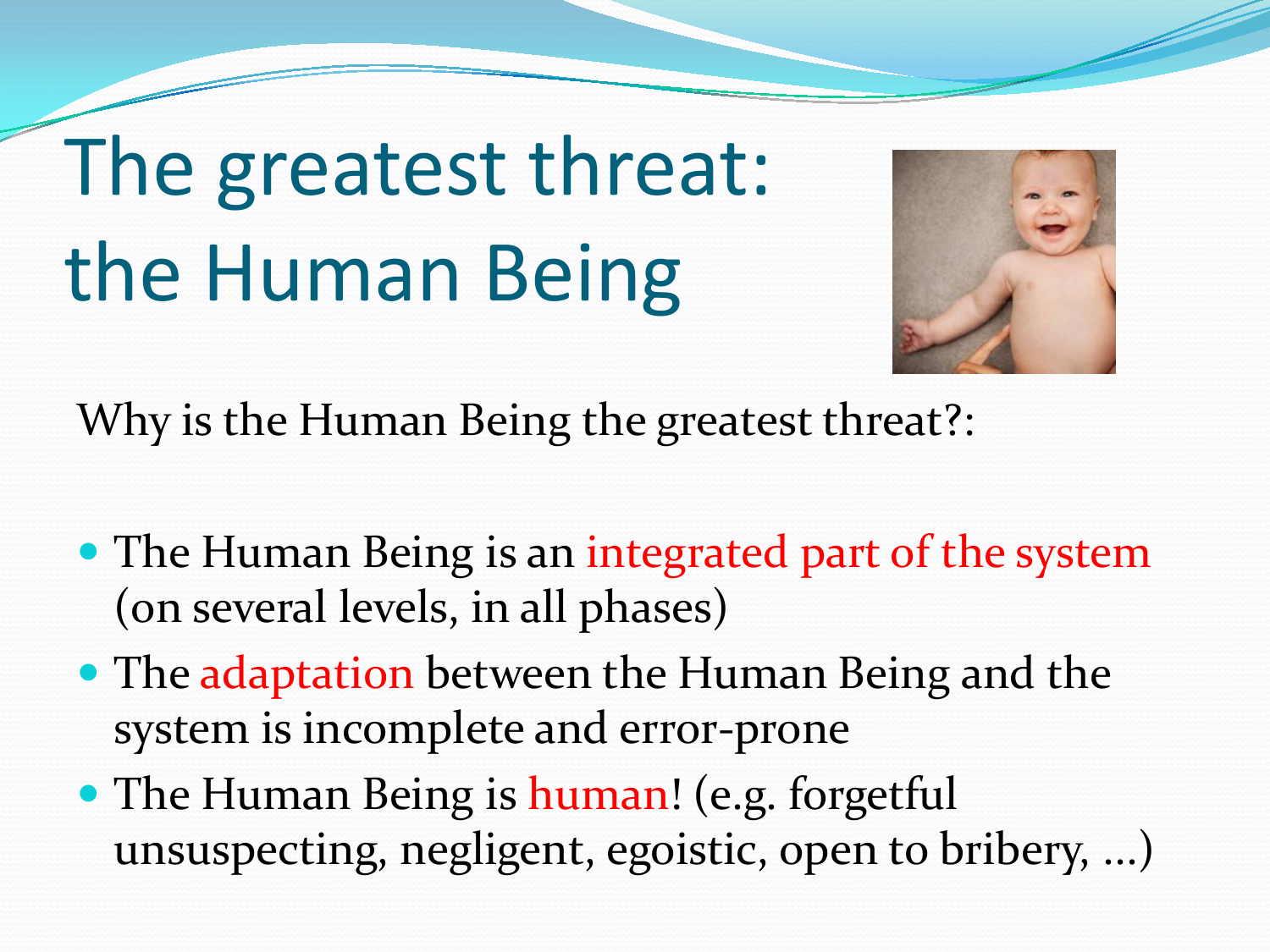# The greatest threat: the Human Being

Why is the Human Being the greatest threat?:

- The Human Being is an integrated part of the system (on several levels, in all phases)
- The adaptation between the Human Being and the system is incomplete and error-prone
- The Human Being is human! (e.g. forgetful unsuspecting, negligent, egoistic, open to bribery, …)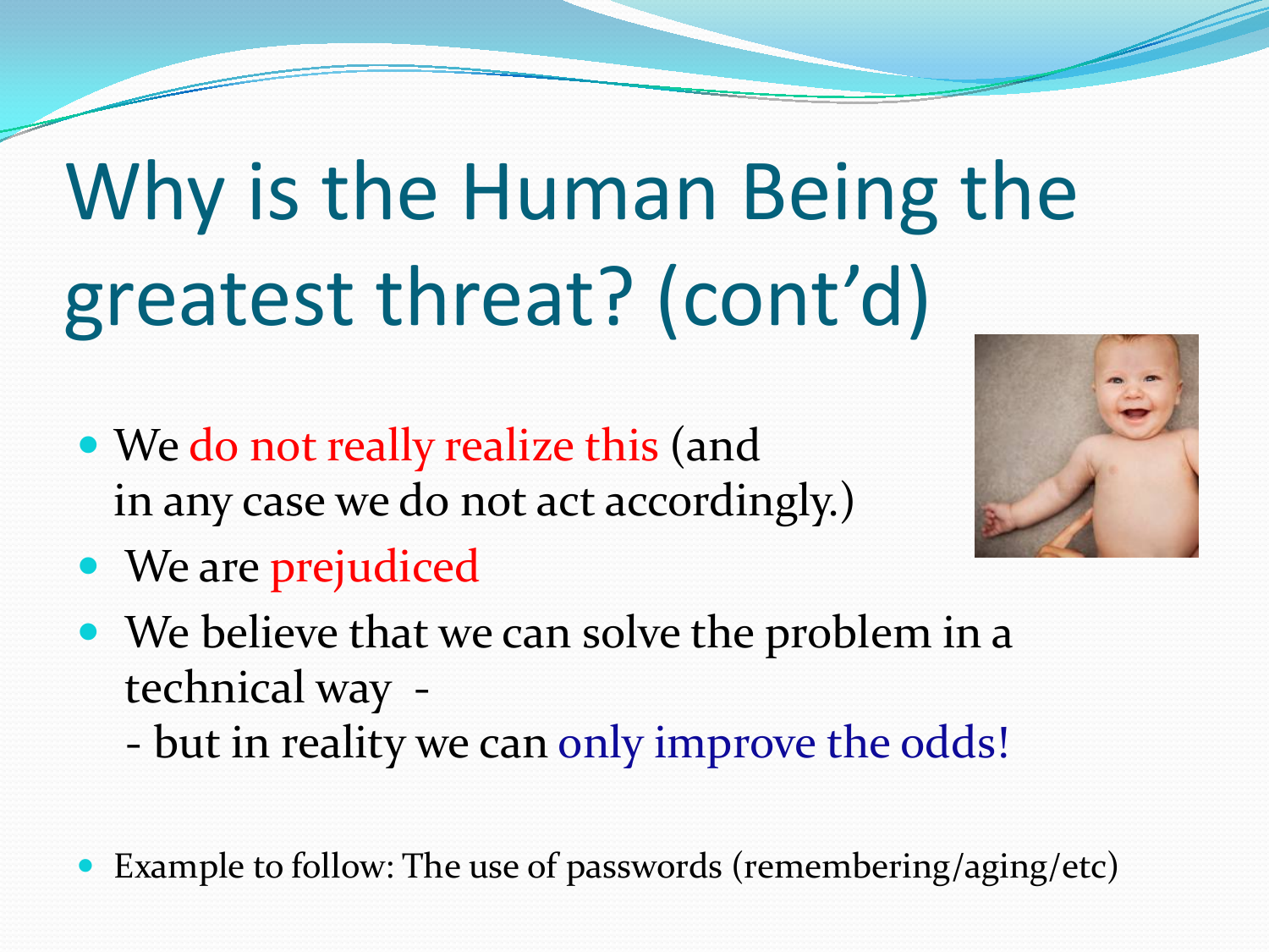# Why is the Human Being the greatest threat? (cont'd)

- We do not really realize this (and in any case we do not act accordingly.)
- We are prejudiced
- We believe that we can solve the problem in a technical way -
  - but in reality we can only improve the odds!

- Example to follow: The use of passwords (remembering/aging/etc)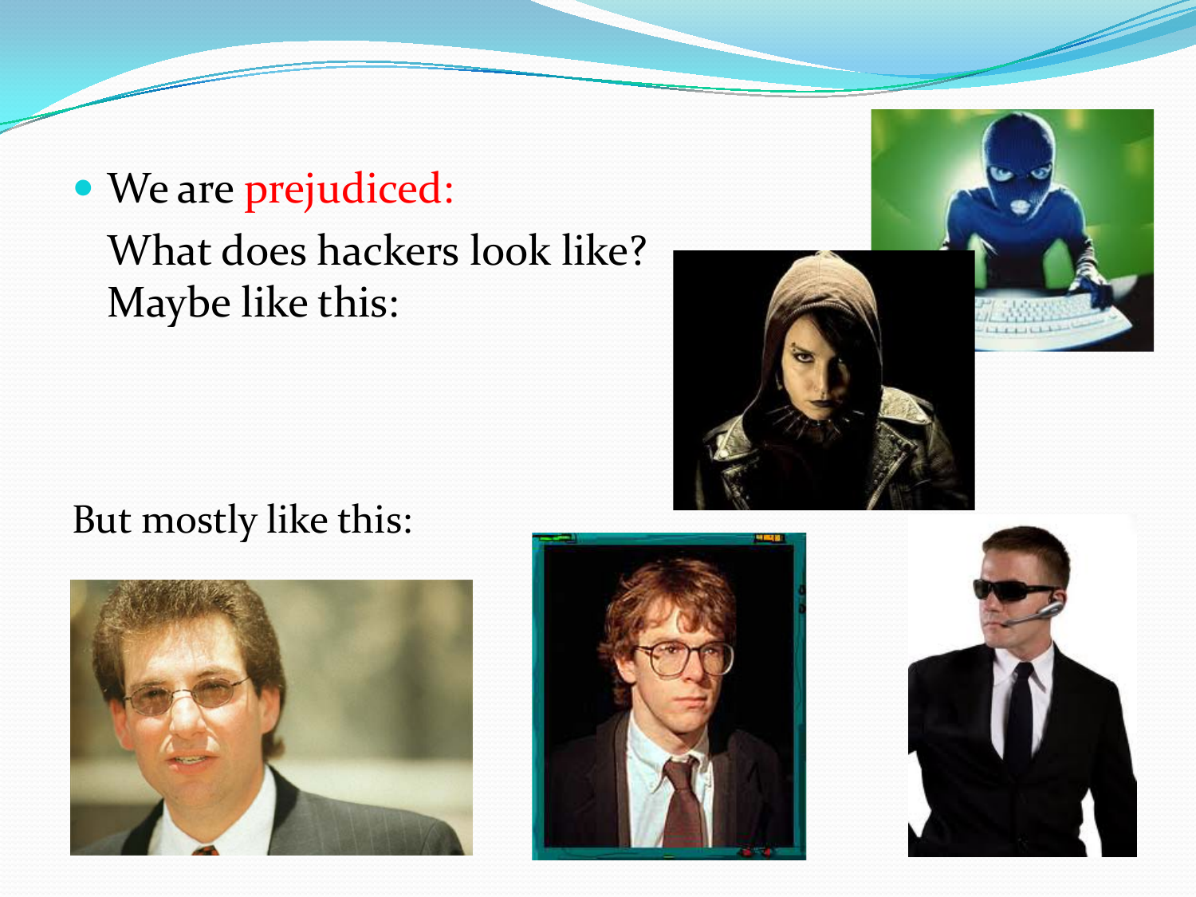- We are prejudiced:

  What does hackers look like?
  Maybe like this:

But mostly like this: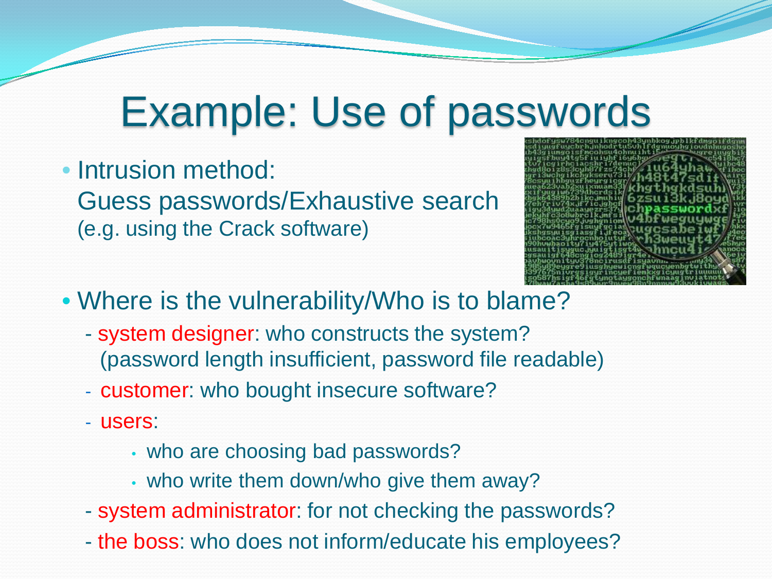# Example: Use of passwords

- Intrusion method:
  Guess passwords/Exhaustive search
  (e.g. using the Crack software)

- Where is the vulnerability/Who is to blame?
  - system designer: who constructs the system? (password length insufficient, password file readable)
  - customer: who bought insecure software?
  - users:
    - who are choosing bad passwords?
    - who write them down/who give them away?
  - system administrator: for not checking the passwords?
  - the boss: who does not inform/educate his employees?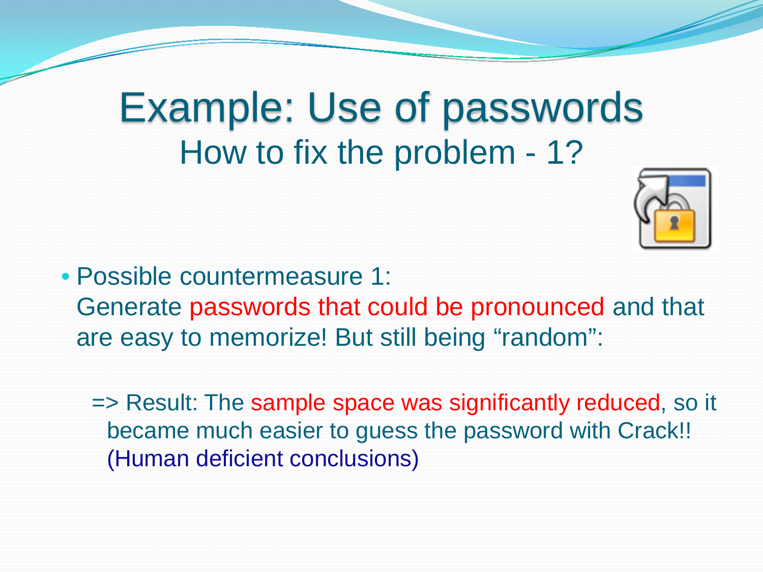# Example: Use of passwords

## How to fix the problem - 1?

- Possible countermeasure 1:
  Generate passwords that could be pronounced and that are easy to memorize! But still being “random”:

  => Result: The sample space was significantly reduced, so it became much easier to guess the password with Crack!!
  (Human deficient conclusions)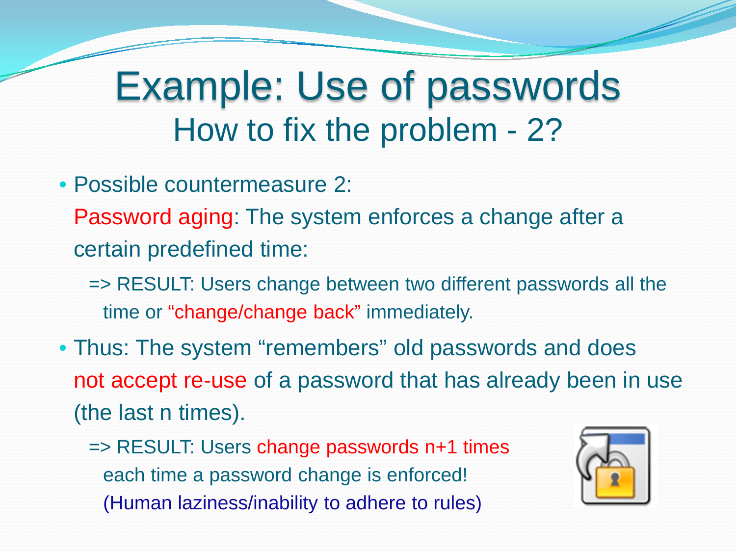# Example: Use of passwords

## How to fix the problem - 2?

- Possible countermeasure 2:
  Password aging: The system enforces a change after a certain predefined time:
  - => RESULT: Users change between two different passwords all the time or "change/change back" immediately.
- Thus: The system "remembers" old passwords and does not accept re-use of a password that has already been in use (the last n times).
  - => RESULT: Users change passwords n+1 times each time a password change is enforced! (Human laziness/inability to adhere to rules)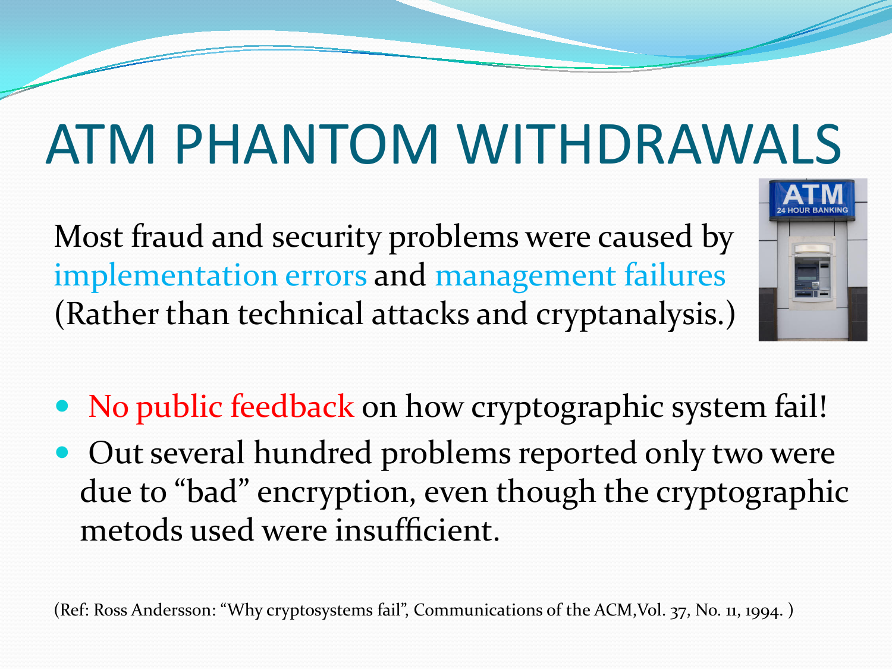# ATM PHANTOM WITHDRAWALS

Most fraud and security problems were caused by implementation errors and management failures (Rather than technical attacks and cryptanalysis.)

- No public feedback on how cryptographic system fail!
- Out several hundred problems reported only two were due to "bad" encryption, even though the cryptographic metods used were insufficient.

(Ref: Ross Andersson: "Why cryptosystems fail", Communications of the ACM,Vol. 37, No. 11, 1994. )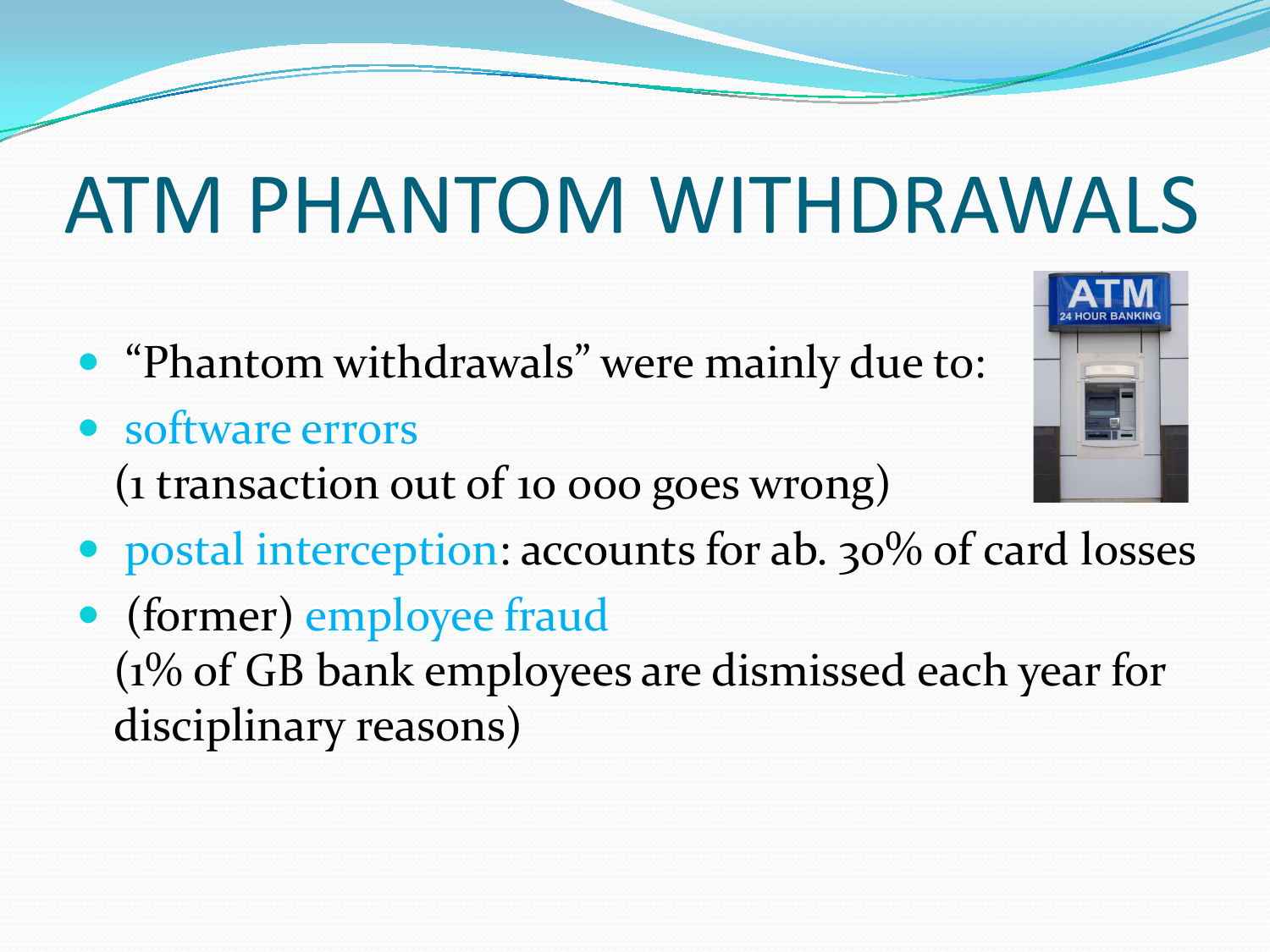# ATM PHANTOM WITHDRAWALS

- "Phantom withdrawals" were mainly due to:
- software errors
  (1 transaction out of 10 000 goes wrong)
- postal interception: accounts for ab. 30% of card losses
- (former) employee fraud
  (1% of GB bank employees are dismissed each year for disciplinary reasons)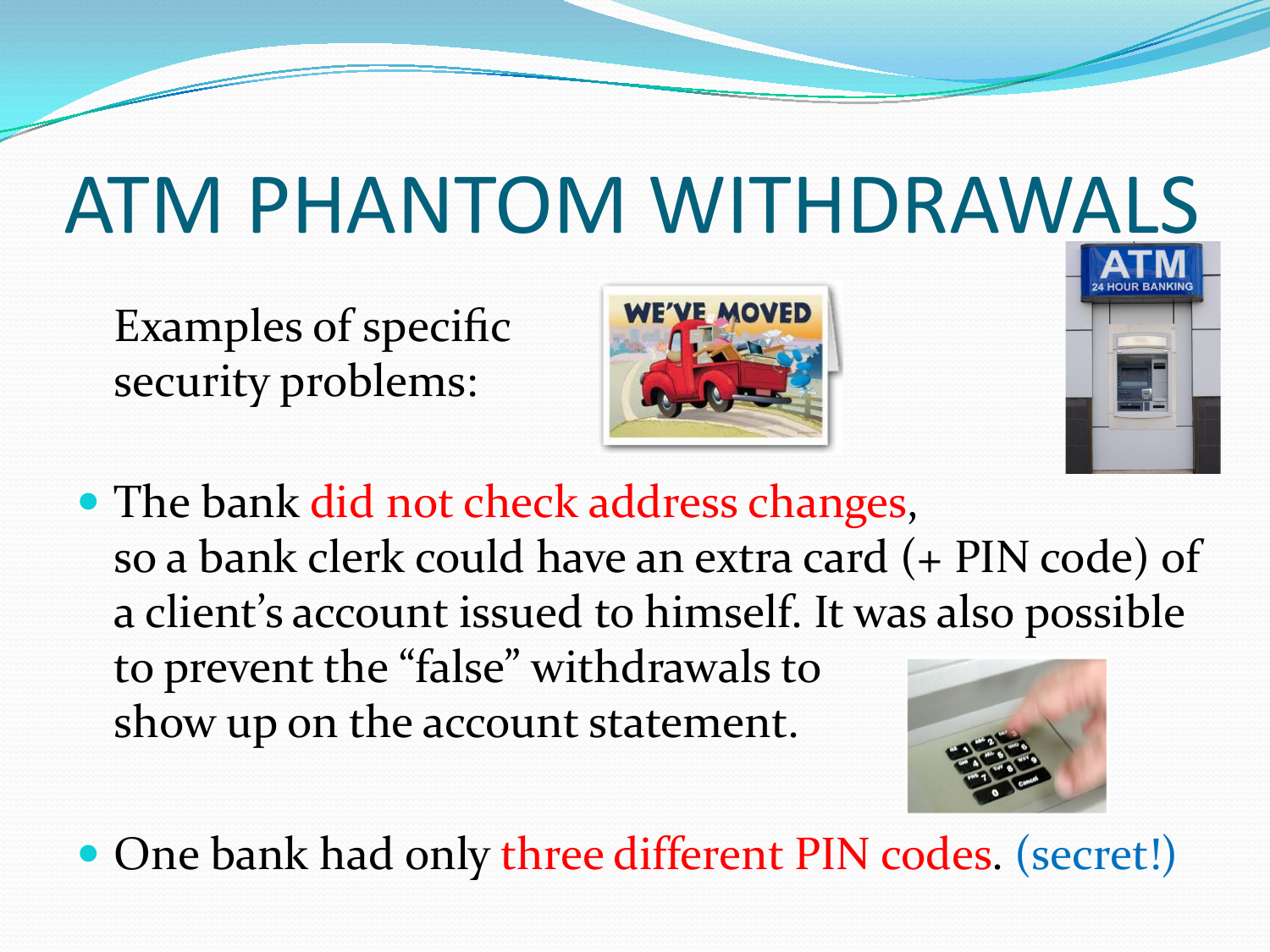# ATM PHANTOM WITHDRAWALS

Examples of specific security problems:

- The bank did not check address changes, so a bank clerk could have an extra card (+ PIN code) of a client's account issued to himself. It was also possible to prevent the "false" withdrawals to show up on the account statement.
- One bank had only three different PIN codes. (secret!)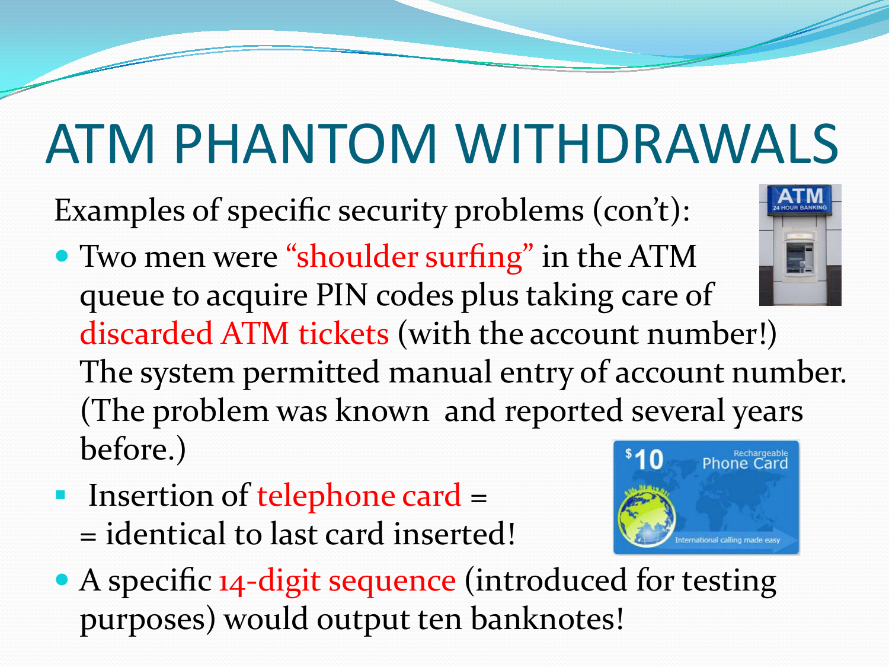# ATM PHANTOM WITHDRAWALS

Examples of specific security problems (con't):

- Two men were "shoulder surfing" in the ATM queue to acquire PIN codes plus taking care of discarded ATM tickets (with the account number!) The system permitted manual entry of account number. (The problem was known and reported several years before.)
- Insertion of telephone card = = identical to last card inserted!
- A specific 14-digit sequence (introduced for testing purposes) would output ten banknotes!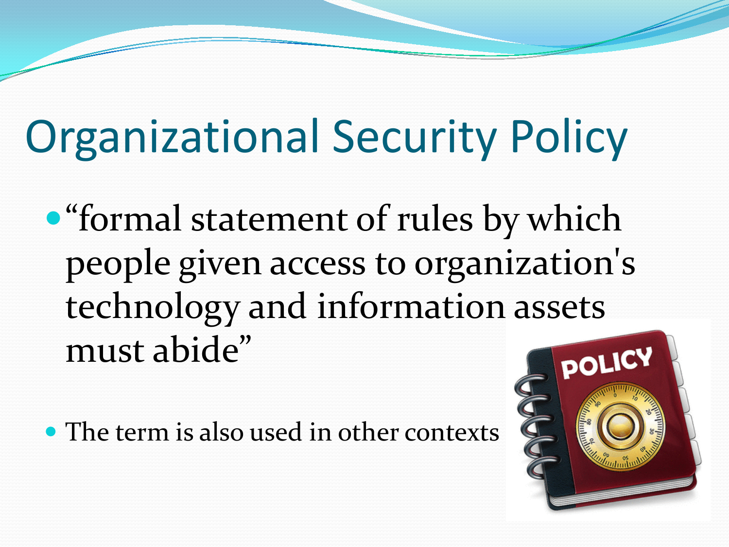# Organizational Security Policy

- "formal statement of rules by which people given access to organization's technology and information assets must abide"

- The term is also used in other contexts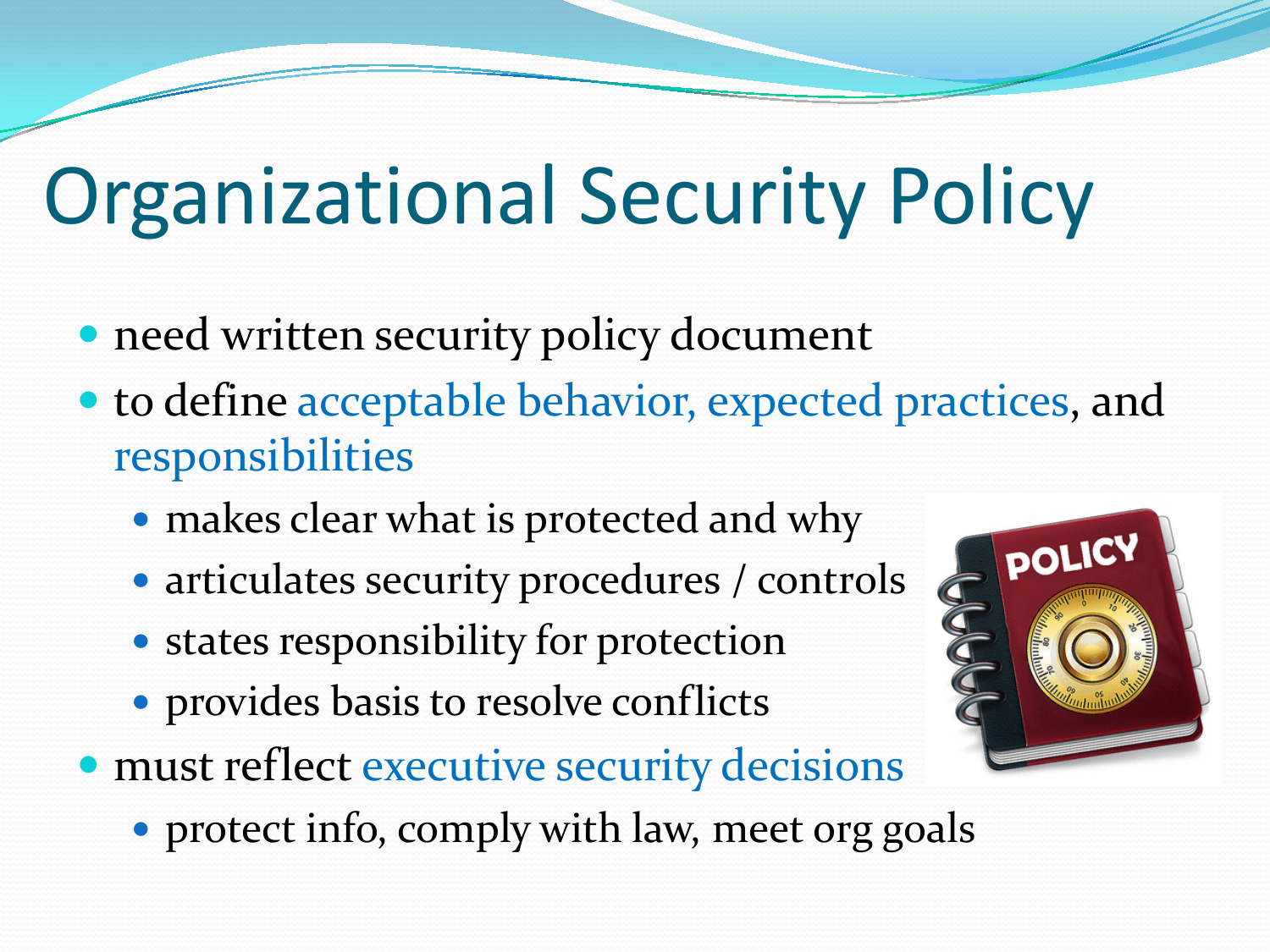# Organizational Security Policy

- need written security policy document
- to define acceptable behavior, expected practices, and responsibilities
  - makes clear what is protected and why
  - articulates security procedures / controls
  - states responsibility for protection
  - provides basis to resolve conflicts
- must reflect executive security decisions
  - protect info, comply with law, meet org goals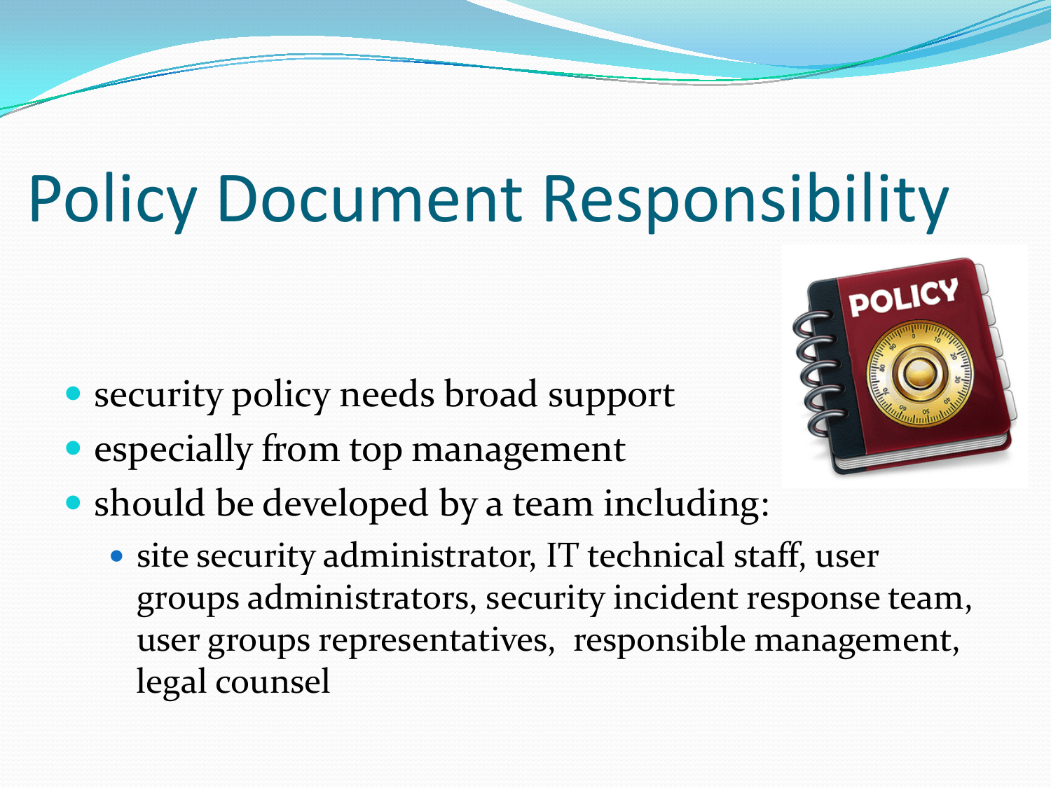# Policy Document Responsibility

- security policy needs broad support
- especially from top management
- should be developed by a team including:
  - site security administrator, IT technical staff, user groups administrators, security incident response team, user groups representatives, responsible management, legal counsel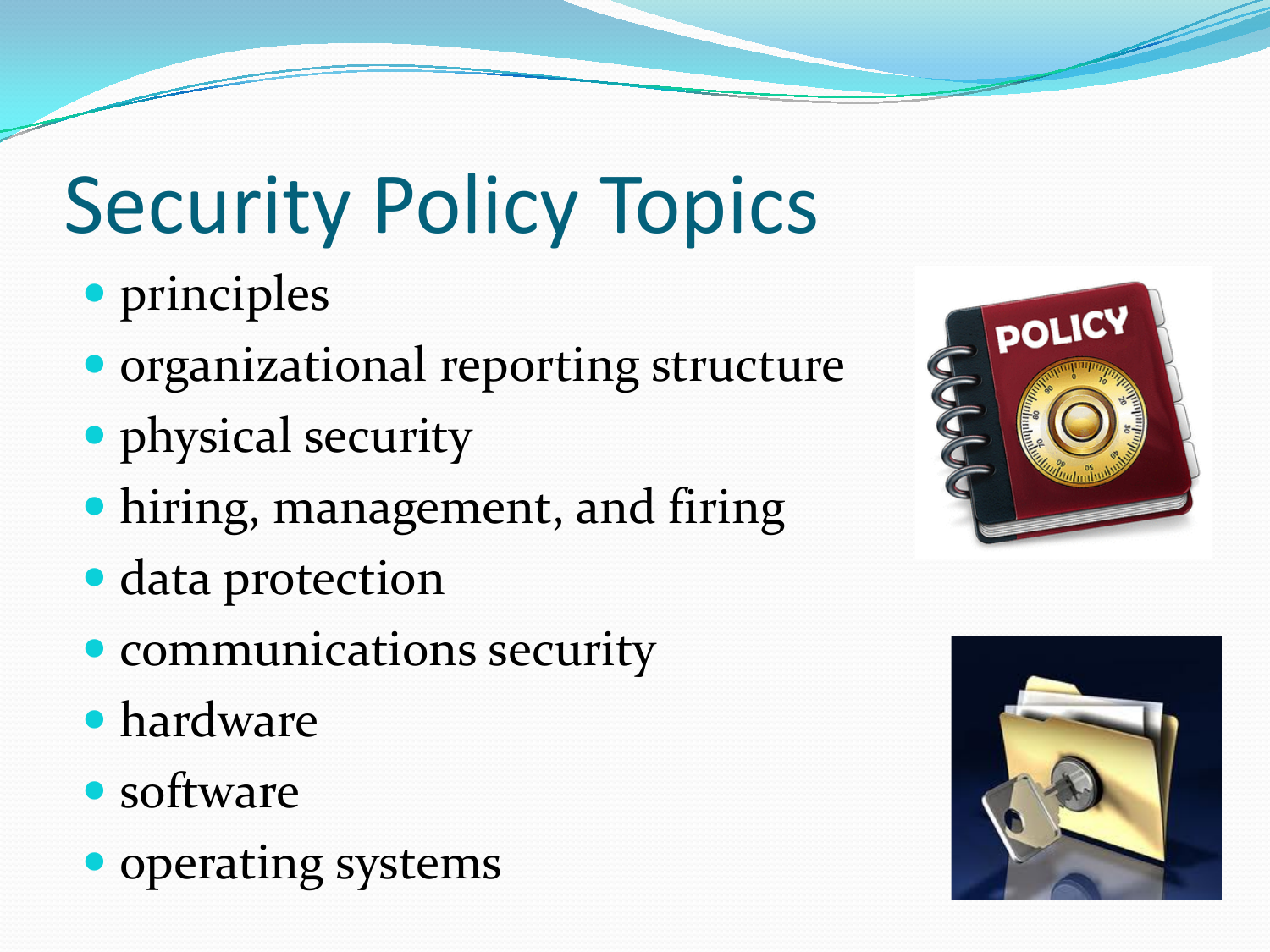# Security Policy Topics

- principles
- organizational reporting structure
- physical security
- hiring, management, and firing
- data protection
- communications security
- hardware
- software
- operating systems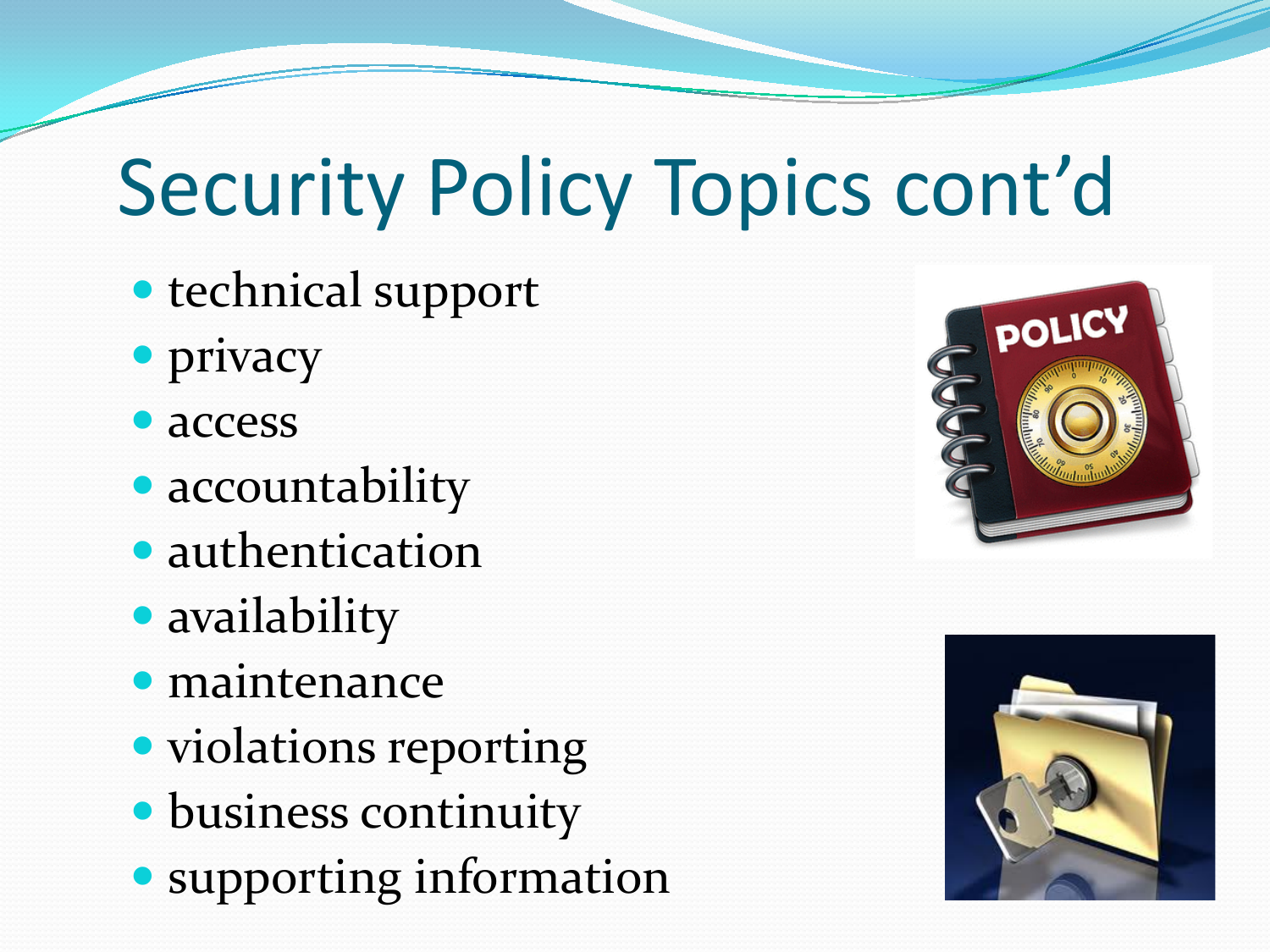# Security Policy Topics cont'd

- technical support
- privacy
- access
- accountability
- authentication
- availability
- maintenance
- violations reporting
- business continuity
- supporting information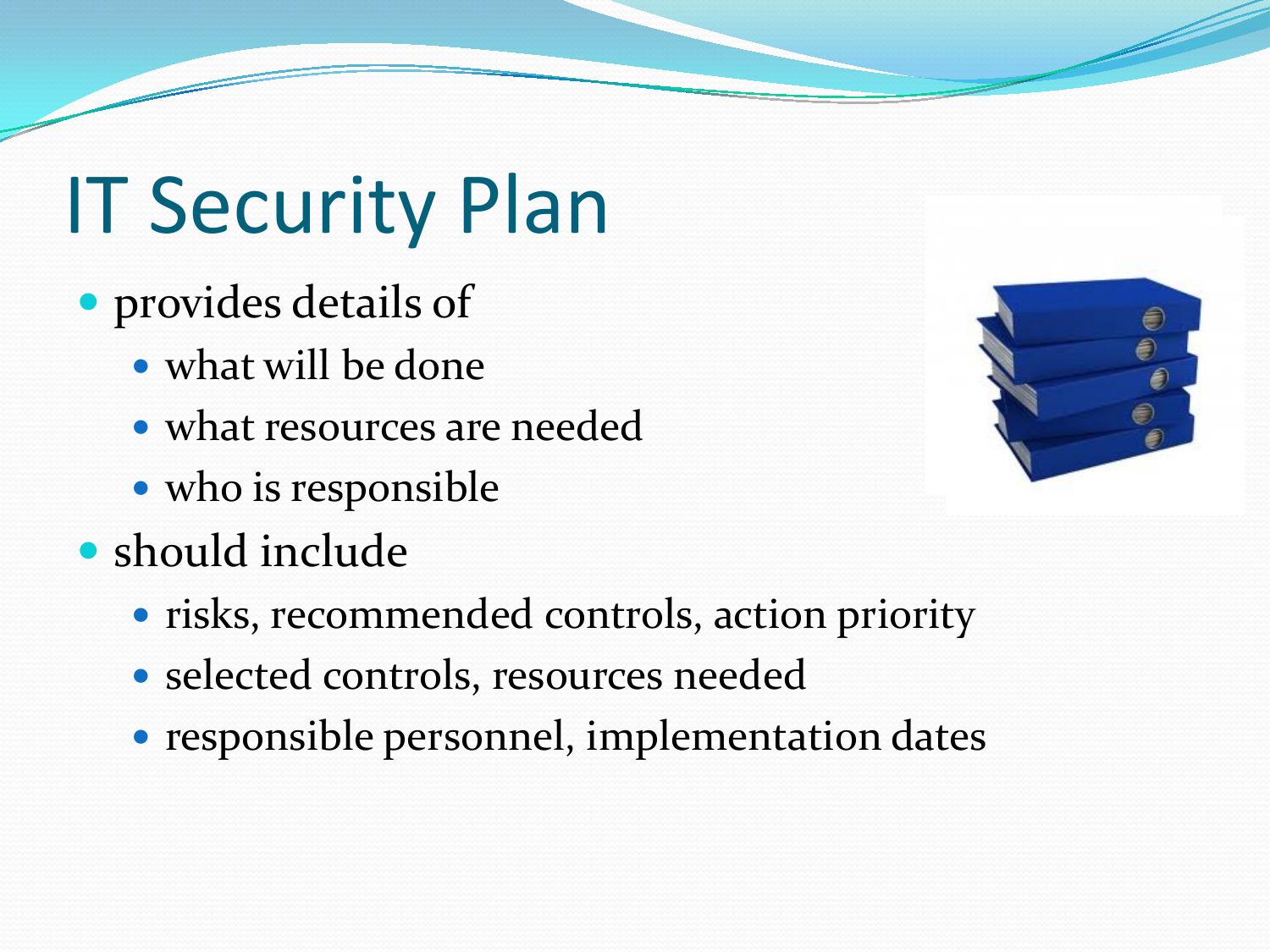# IT Security Plan

- provides details of
  - what will be done
  - what resources are needed
  - who is responsible
- should include
  - risks, recommended controls, action priority
  - selected controls, resources needed
  - responsible personnel, implementation dates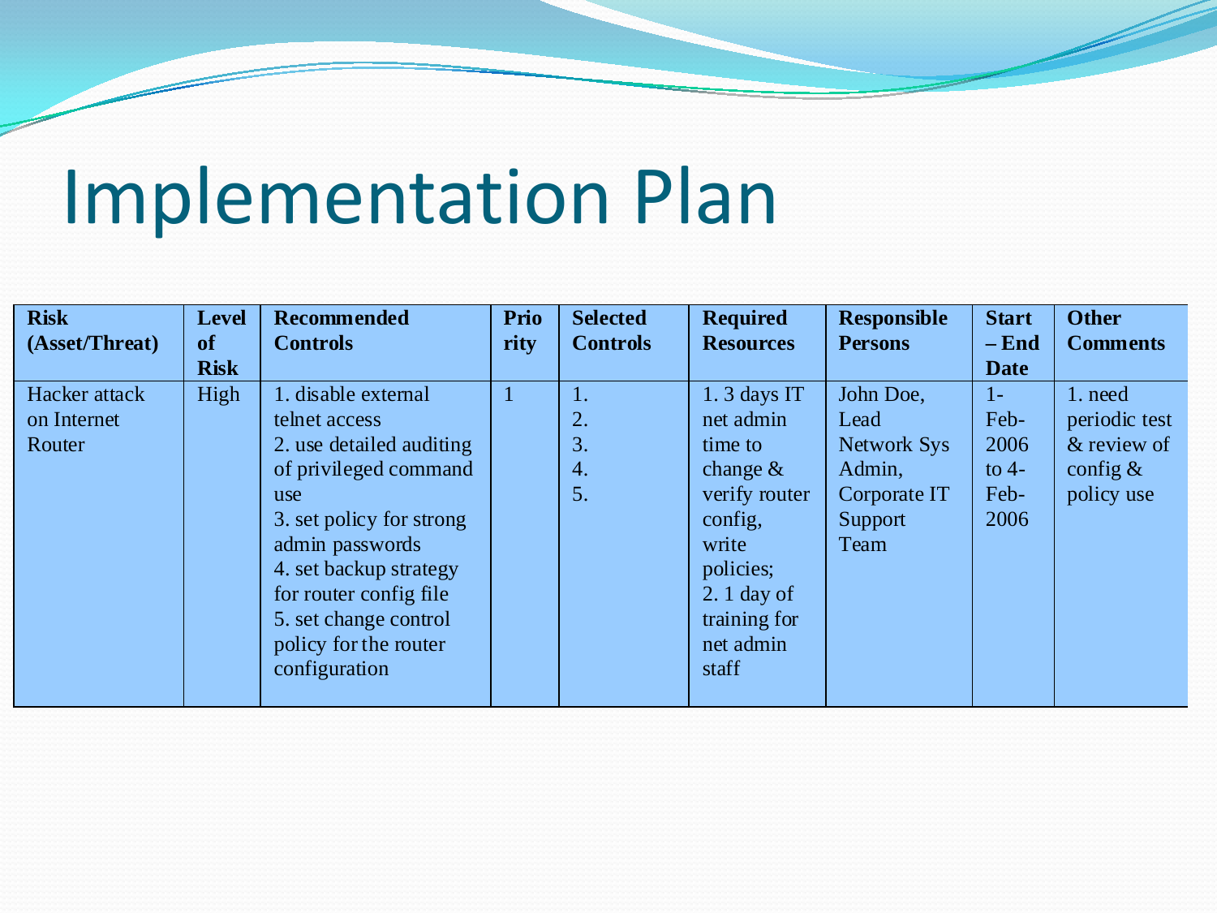# Implementation Plan

| Risk (Asset/Threat) | Level of Risk | Recommended Controls | Priority | Selected Controls | Required Resources | Responsible Persons | Start – End Date | Other Comments |
|---|---|---|---|---|---|---|---|---|
| Hacker attack on Internet Router | High | 1. disable external telnet access<br>2. use detailed auditing of privileged command use<br>3. set policy for strong admin passwords<br>4. set backup strategy for router config file<br>5. set change control policy for the router configuration | 1 | 1.<br>2.<br>3.<br>4.<br>5. | 1. 3 days IT net admin time to change & verify router config, write policies;<br>2. 1 day of training for net admin staff | John Doe, Lead Network Sys Admin, Corporate IT Support Team | 1-Feb-2006 to 4-Feb-2006 | 1. need periodic test & review of config & policy use |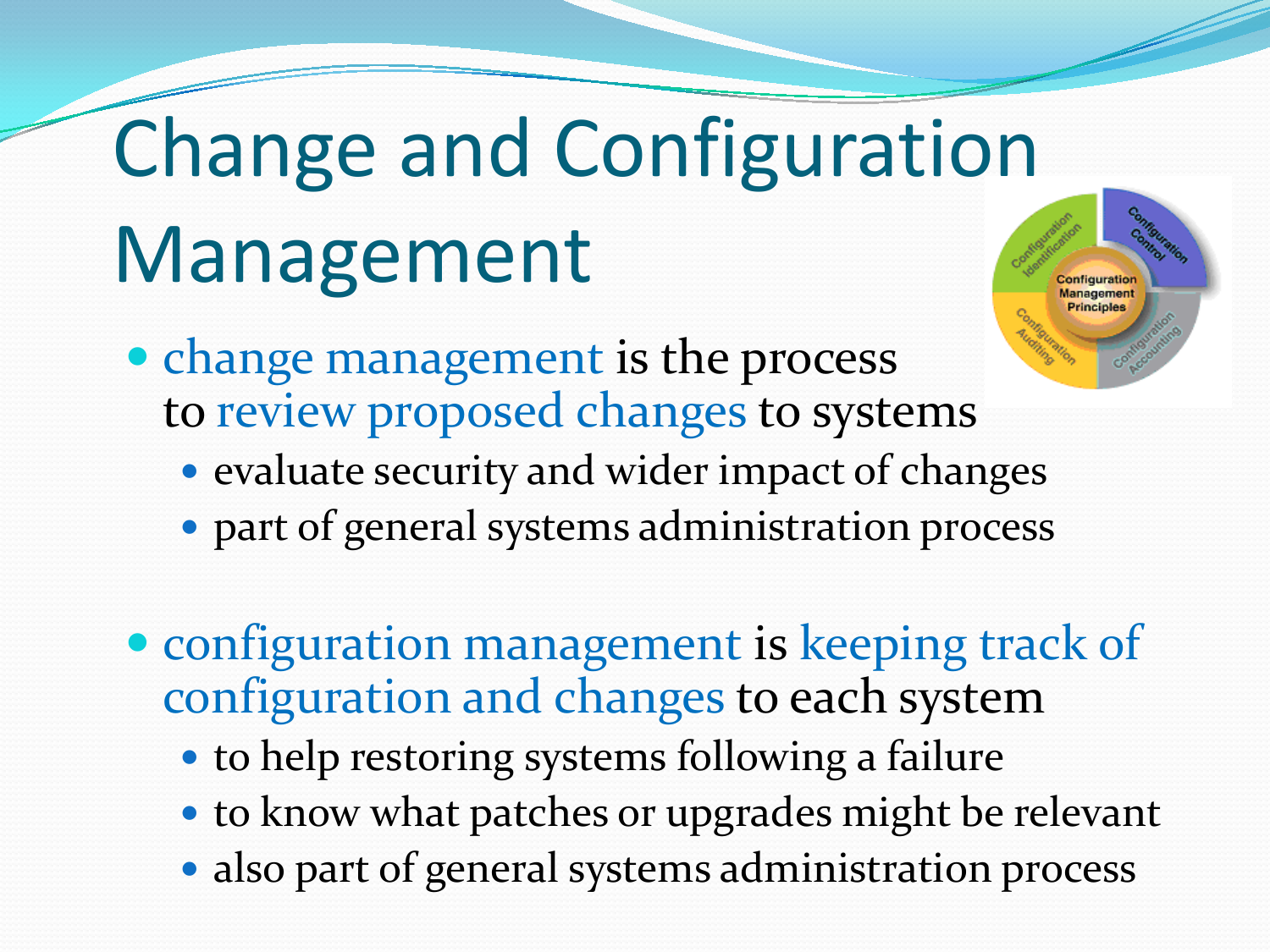# Change and Configuration Management

- change management is the process to review proposed changes to systems
  - evaluate security and wider impact of changes
  - part of general systems administration process

- configuration management is keeping track of configuration and changes to each system
  - to help restoring systems following a failure
  - to know what patches or upgrades might be relevant
  - also part of general systems administration process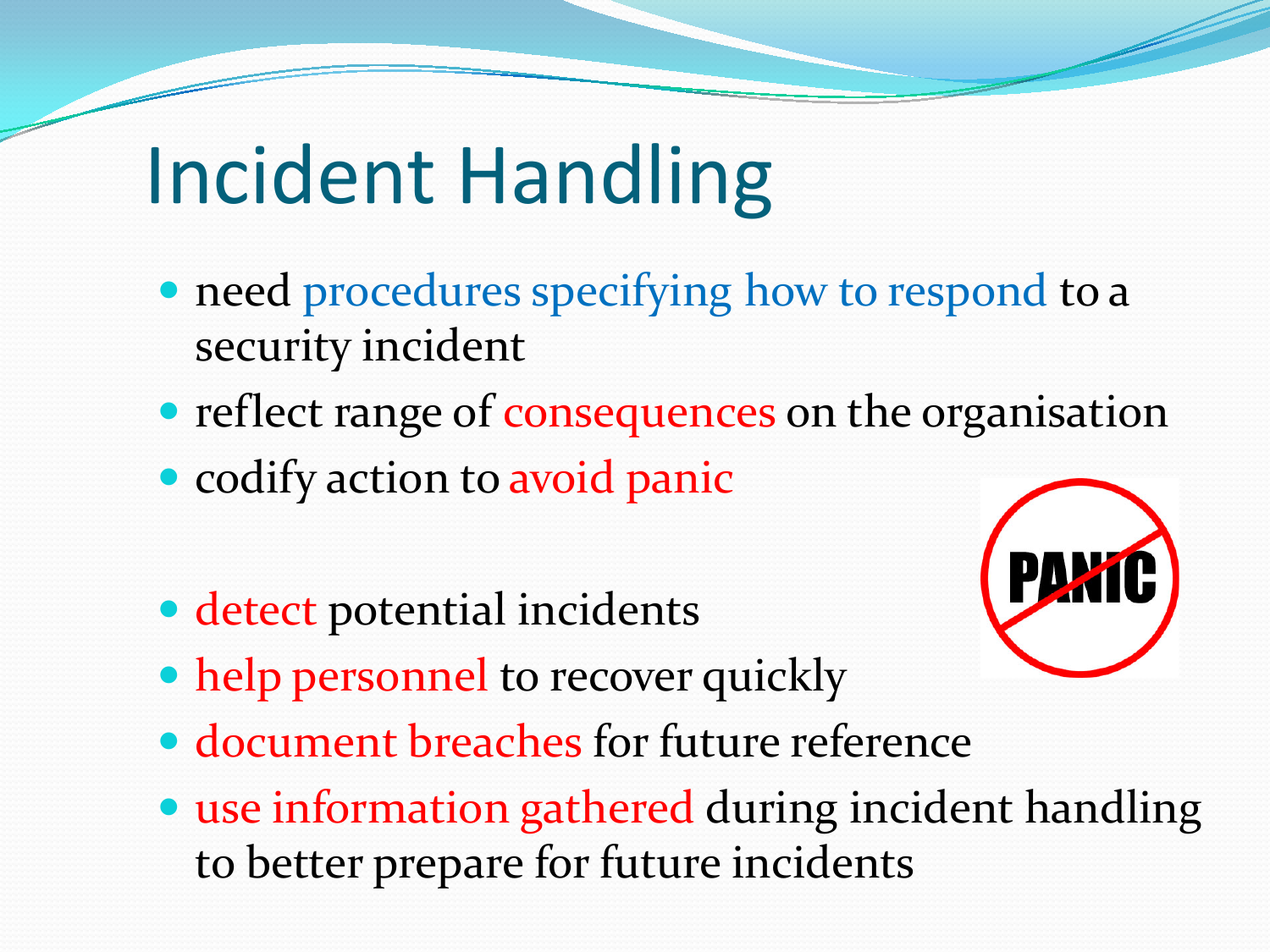# Incident Handling

- need procedures specifying how to respond to a security incident
- reflect range of consequences on the organisation
- codify action to avoid panic

- detect potential incidents
- help personnel to recover quickly
- document breaches for future reference
- use information gathered during incident handling to better prepare for future incidents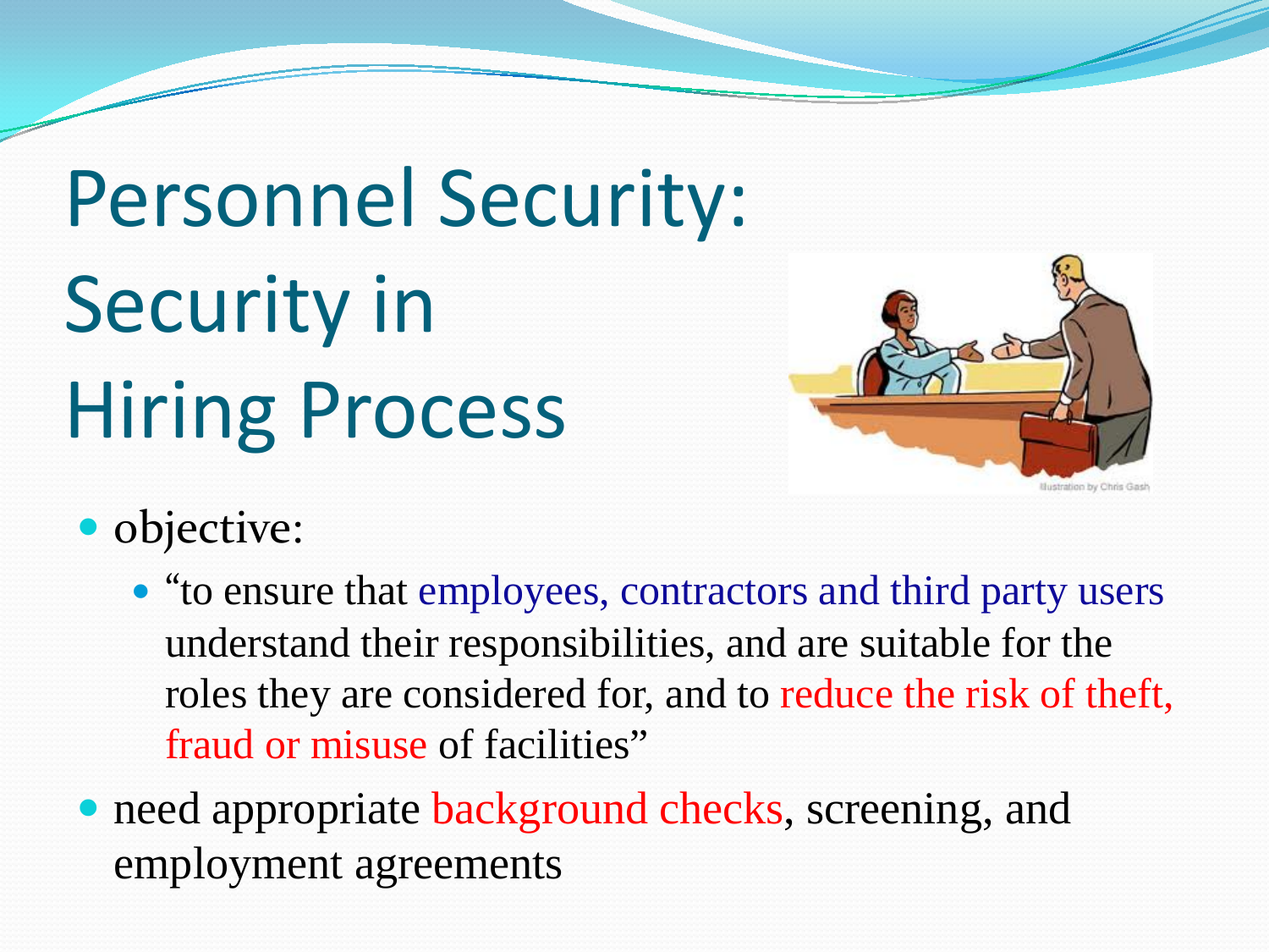# Personnel Security: Security in Hiring Process

- objective:
  - "to ensure that employees, contractors and third party users understand their responsibilities, and are suitable for the roles they are considered for, and to reduce the risk of theft, fraud or misuse of facilities"
- need appropriate background checks, screening, and employment agreements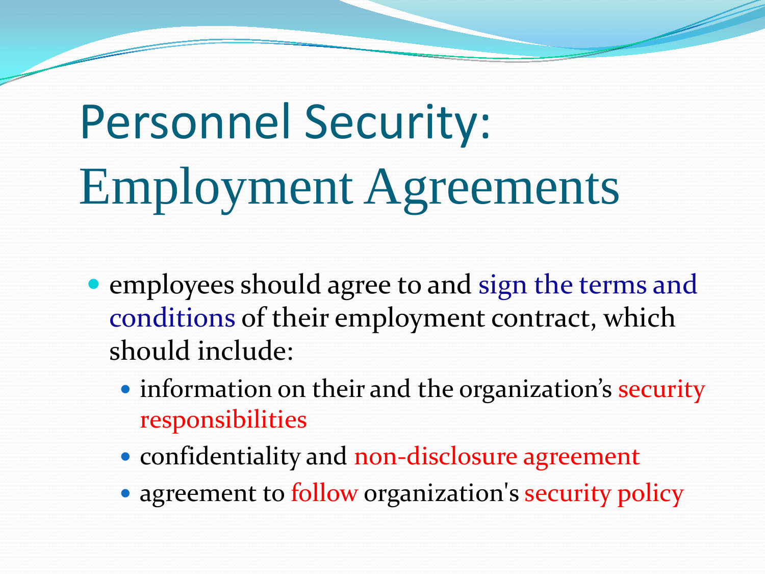# Personnel Security: Employment Agreements

- employees should agree to and sign the terms and conditions of their employment contract, which should include:
  - information on their and the organization's security responsibilities
  - confidentiality and non-disclosure agreement
  - agreement to follow organization's security policy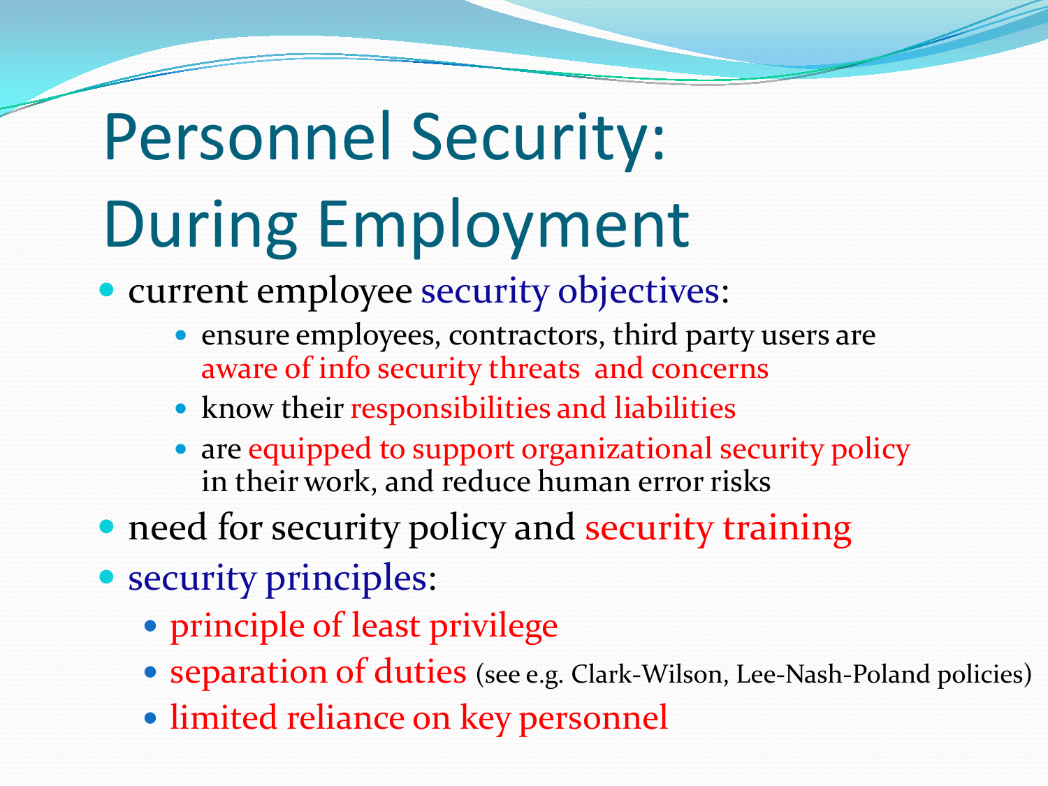# Personnel Security: During Employment

- current employee security objectives:
  - ensure employees, contractors, third party users are aware of info security threats and concerns
  - know their responsibilities and liabilities
  - are equipped to support organizational security policy in their work, and reduce human error risks
- need for security policy and security training
- security principles:
  - principle of least privilege
  - separation of duties (see e.g. Clark-Wilson, Lee-Nash-Poland policies)
  - limited reliance on key personnel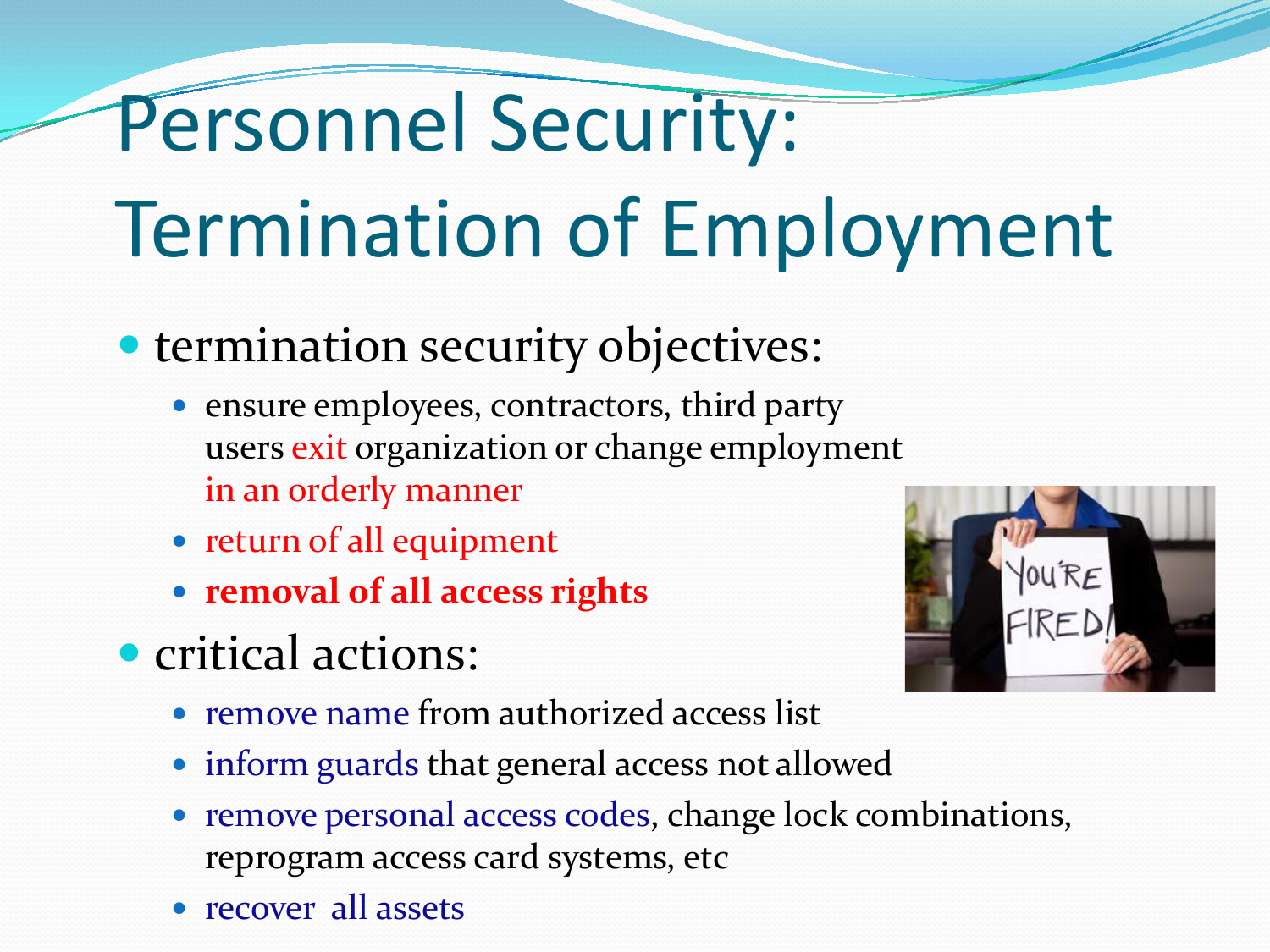# Personnel Security: Termination of Employment

- termination security objectives:
  - ensure employees, contractors, third party users exit organization or change employment in an orderly manner
  - return of all equipment
  - **removal of all access rights**
- critical actions:
  - remove name from authorized access list
  - inform guards that general access not allowed
  - remove personal access codes, change lock combinations, reprogram access card systems, etc
  - recover all assets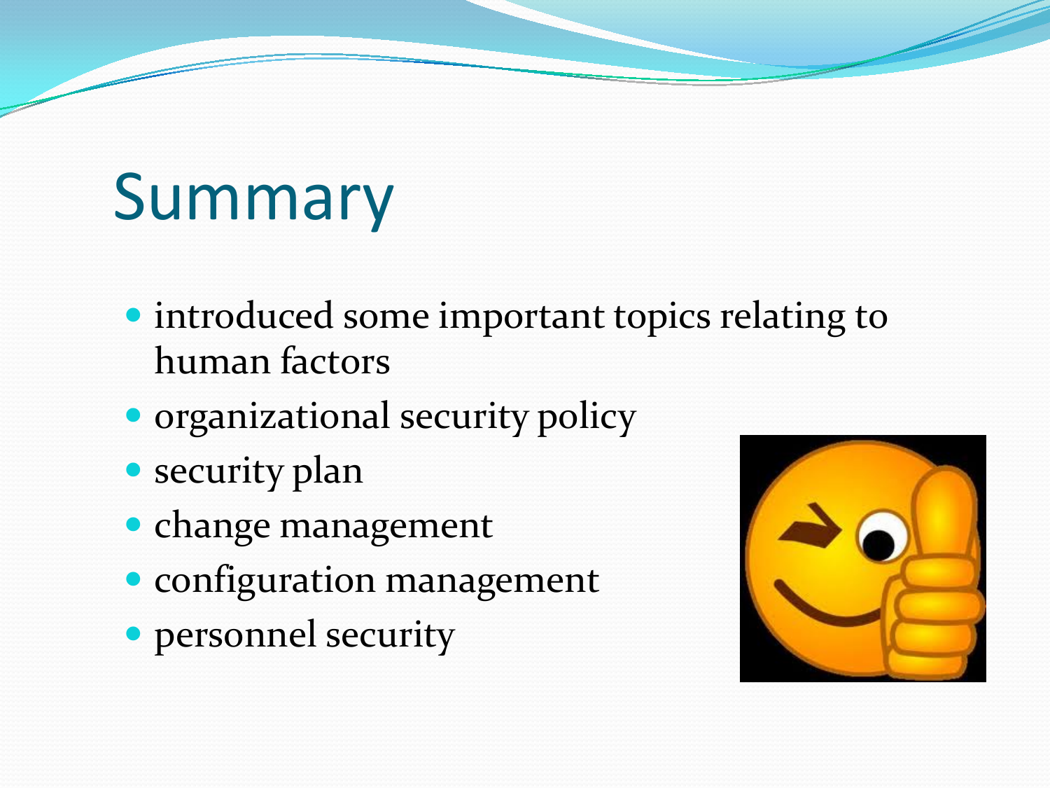# Summary

- introduced some important topics relating to human factors
- organizational security policy
- security plan
- change management
- configuration management
- personnel security